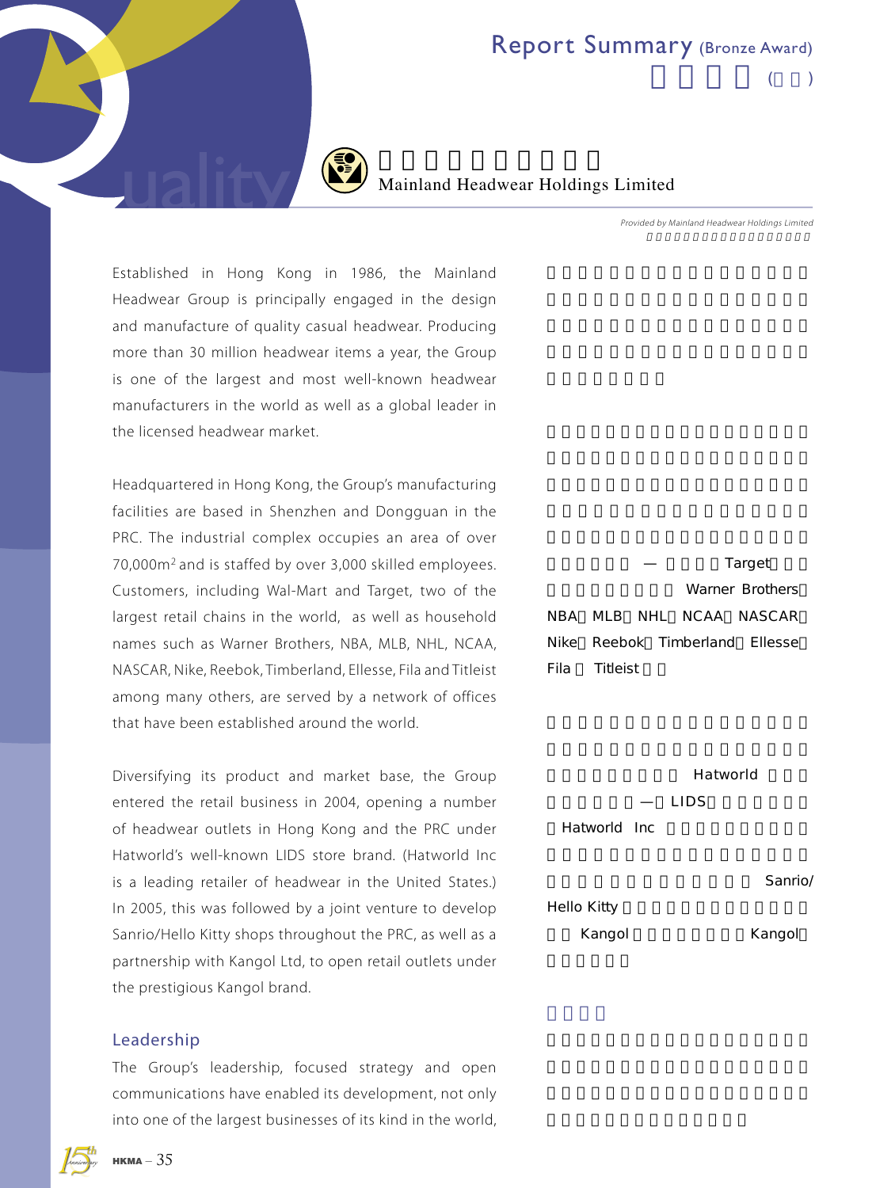# Report Summary (Bronze Award)

## Mainland Headwear Holdings Limited

*Provided by Mainland Headwear Holdings Limited*

Established in Hong Kong in 1986, the Mainland Headwear Group is principally engaged in the design and manufacture of quality casual headwear. Producing more than 30 million headwear items a year, the Group is one of the largest and most well-known headwear manufacturers in the world as well as a global leader in the licensed headwear market.

Headquartered in Hong Kong, the Group's manufacturing facilities are based in Shenzhen and Dongguan in the PRC. The industrial complex occupies an area of over 70,000m$^2$ and is staffed by over 3,000 skilled employees. Customers, including Wal-Mart and Target, two of the largest retail chains in the world, as well as household names such as Warner Brothers, NBA, MLB, NHL, NCAA, NASCAR, Nike, Reebok, Timberland, Ellesse, Fila and Titleist among many others, are served by a network of offices that have been established around the world.

Diversifying its product and market base, the Group entered the retail business in 2004, opening a number of headwear outlets in Hong Kong and the PRC under Hatworld's well-known LIDS store brand. (Hatworld Inc is a leading retailer of headwear in the United States.) In 2005, this was followed by a joint venture to develop Sanrio/Hello Kitty shops throughout the PRC, as well as a partnership with Kangol Ltd, to open retail outlets under the prestigious Kangol brand.

### Leadership

The Group's leadership, focused strategy and open communications have enabled its development, not only into one of the largest businesses of its kind in the world,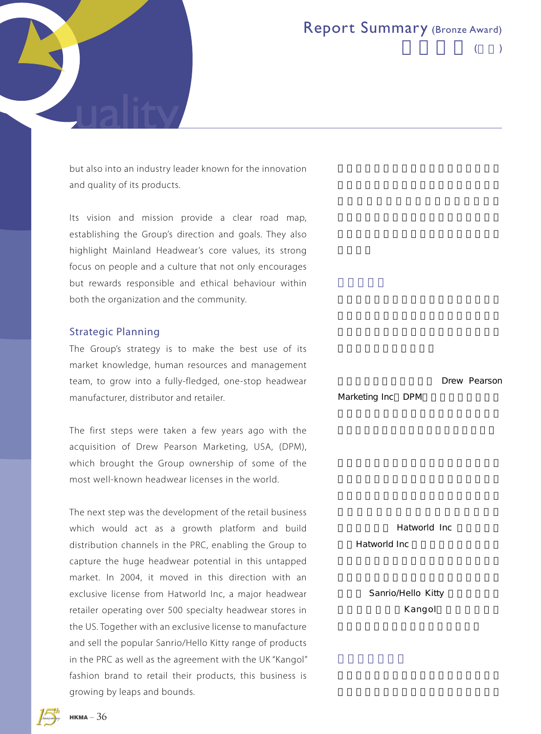but also into an industry leader known for the innovation and quality of its products.

Its vision and mission provide a clear road map, establishing the Group's direction and goals. They also highlight Mainland Headwear's core values, its strong focus on people and a culture that not only encourages but rewards responsible and ethical behaviour within both the organization and the community.

## Strategic Planning

The Group's strategy is to make the best use of its market knowledge, human resources and management team, to grow into a fully-fledged, one-stop headwear manufacturer, distributor and retailer.

The first steps were taken a few years ago with the acquisition of Drew Pearson Marketing, USA, (DPM), which brought the Group ownership of some of the most well-known headwear licenses in the world.

The next step was the development of the retail business which would act as a growth platform and build distribution channels in the PRC, enabling the Group to capture the huge headwear potential in this untapped market. In 2004, it moved in this direction with an exclusive license from Hatworld Inc, a major headwear retailer operating over 500 specialty headwear stores in the US. Together with an exclusive license to manufacture and sell the popular Sanrio/Hello Kitty range of products in the PRC as well as the agreement with the UK "Kangol" fashion brand to retail their products, this business is growing by leaps and bounds.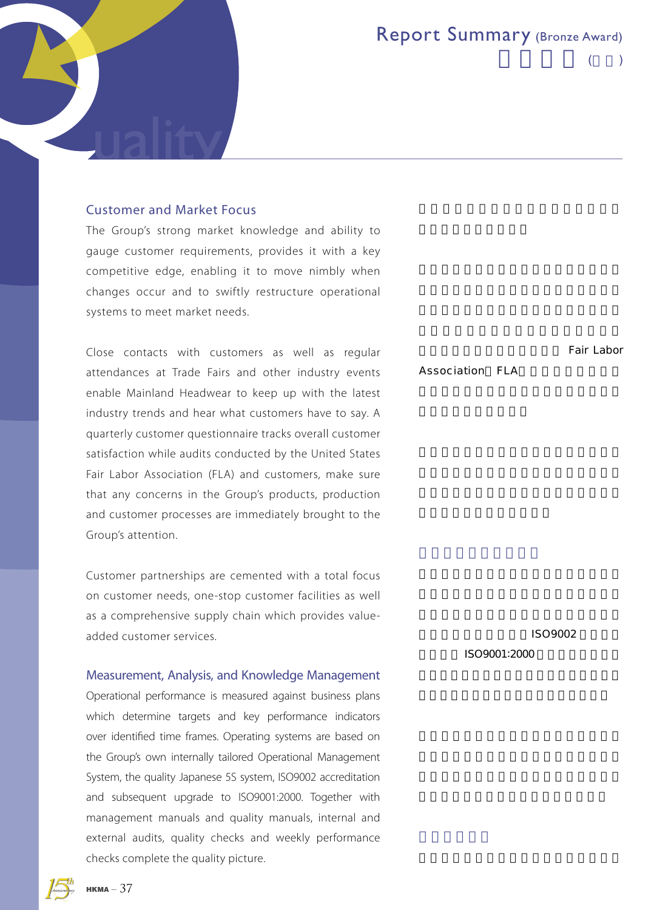# Report Summary (Bronze Award)

## Customer and Market Focus

The Group's strong market knowledge and ability to gauge customer requirements, provides it with a key competitive edge, enabling it to move nimbly when changes occur and to swiftly restructure operational systems to meet market needs.

Close contacts with customers as well as regular attendances at Trade Fairs and other industry events enable Mainland Headwear to keep up with the latest industry trends and hear what customers have to say. A quarterly customer questionnaire tracks overall customer satisfaction while audits conducted by the United States Fair Labor Association (FLA) and customers, make sure that any concerns in the Group's products, production and customer processes are immediately brought to the Group's attention.

Customer partnerships are cemented with a total focus on customer needs, one-stop customer facilities as well as a comprehensive supply chain which provides value-added customer services.

## Measurement, Analysis, and Knowledge Management

Operational performance is measured against business plans which determine targets and key performance indicators over identified time frames. Operating systems are based on the Group's own internally tailored Operational Management System, the quality Japanese 5S system, ISO9002 accreditation and subsequent upgrade to ISO9001:2000. Together with management manuals and quality manuals, internal and external audits, quality checks and weekly performance checks complete the quality picture.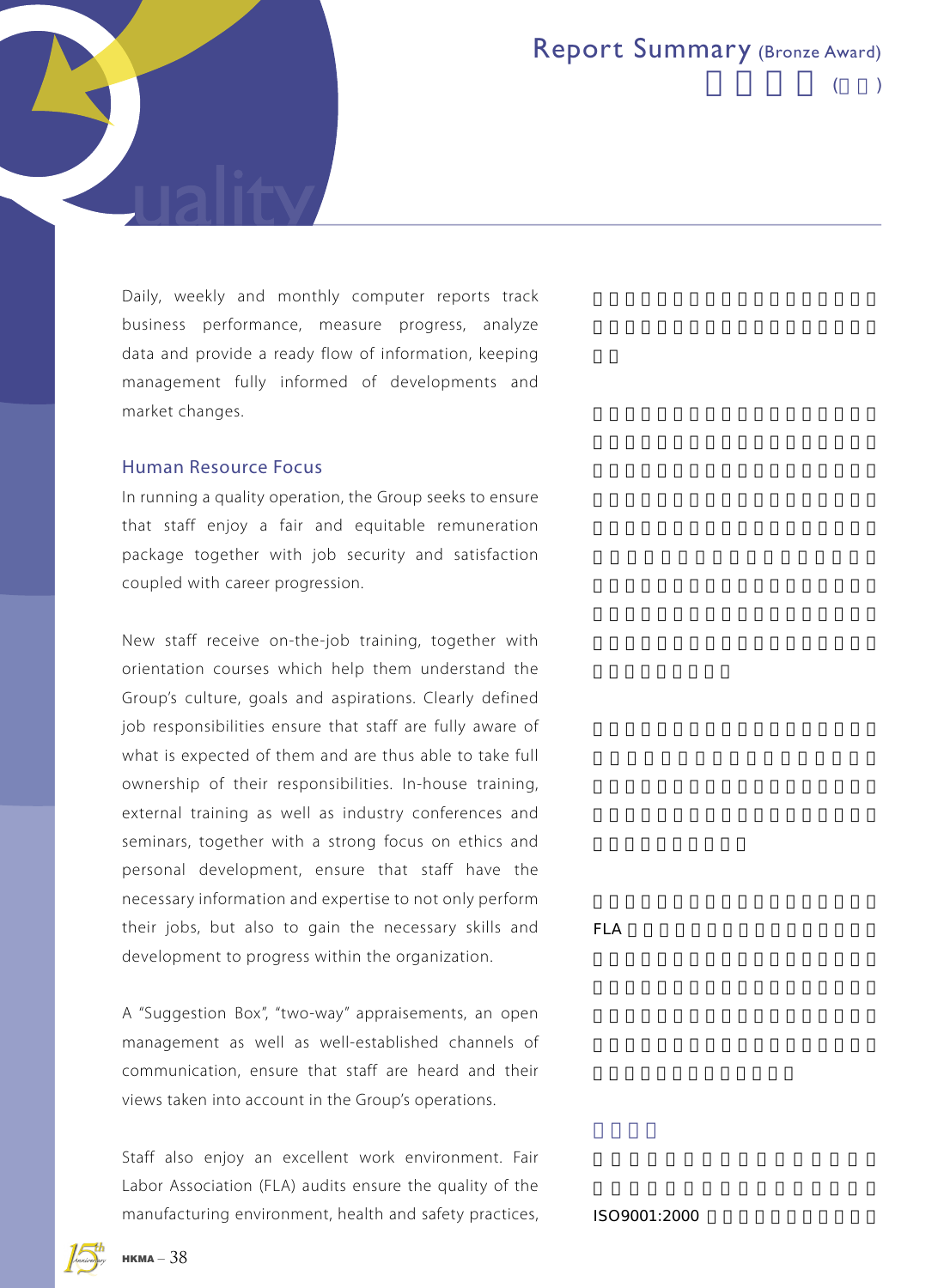Daily, weekly and monthly computer reports track business performance, measure progress, analyze data and provide a ready flow of information, keeping management fully informed of developments and market changes.

## Human Resource Focus

In running a quality operation, the Group seeks to ensure that staff enjoy a fair and equitable remuneration package together with job security and satisfaction coupled with career progression.

New staff receive on-the-job training, together with orientation courses which help them understand the Group's culture, goals and aspirations. Clearly defined job responsibilities ensure that staff are fully aware of what is expected of them and are thus able to take full ownership of their responsibilities. In-house training, external training as well as industry conferences and seminars, together with a strong focus on ethics and personal development, ensure that staff have the necessary information and expertise to not only perform their jobs, but also to gain the necessary skills and development to progress within the organization.

A "Suggestion Box", "two-way" appraisements, an open management as well as well-established channels of communication, ensure that staff are heard and their views taken into account in the Group's operations.

Staff also enjoy an excellent work environment. Fair Labor Association (FLA) audits ensure the quality of the manufacturing environment, health and safety practices,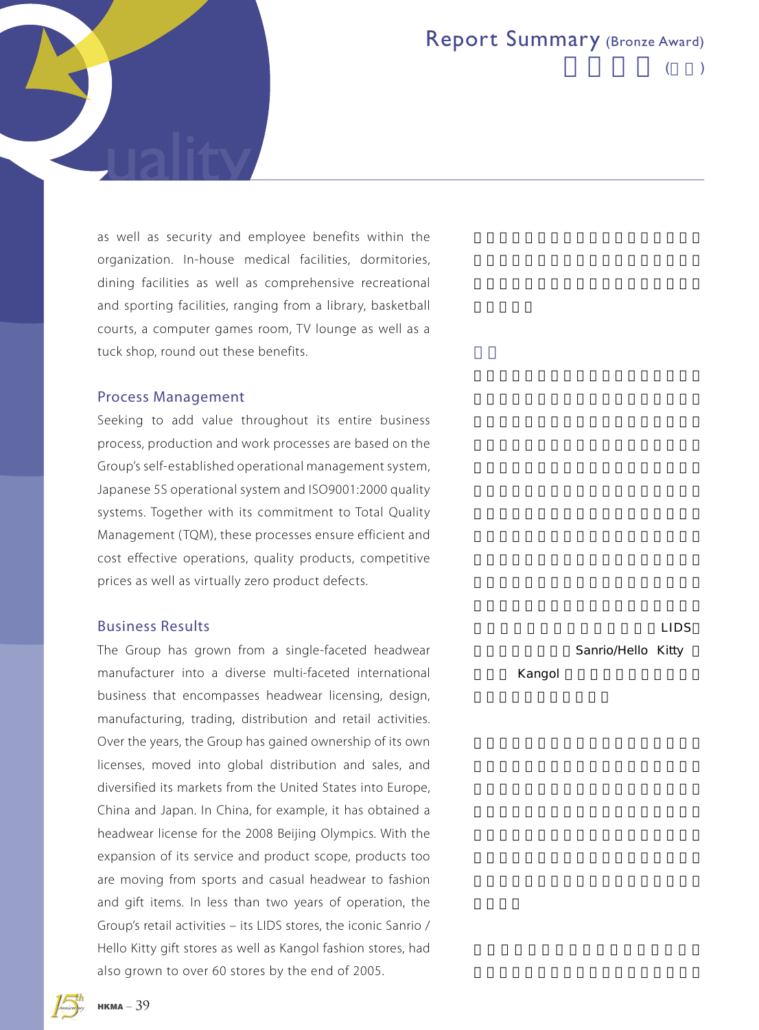## Report Summary (Bronze Award)

as well as security and employee benefits within the organization. In-house medical facilities, dormitories, dining facilities as well as comprehensive recreational and sporting facilities, ranging from a library, basketball courts, a computer games room, TV lounge as well as a tuck shop, round out these benefits.

### Process Management

Seeking to add value throughout its entire business process, production and work processes are based on the Group's self-established operational management system, Japanese 5S operational system and ISO9001:2000 quality systems. Together with its commitment to Total Quality Management (TQM), these processes ensure efficient and cost effective operations, quality products, competitive prices as well as virtually zero product defects.

### Business Results

The Group has grown from a single-faceted headwear manufacturer into a diverse multi-faceted international business that encompasses headwear licensing, design, manufacturing, trading, distribution and retail activities. Over the years, the Group has gained ownership of its own licenses, moved into global distribution and sales, and diversified its markets from the United States into Europe, China and Japan. In China, for example, it has obtained a headwear license for the 2008 Beijing Olympics. With the expansion of its service and product scope, products too are moving from sports and casual headwear to fashion and gift items. In less than two years of operation, the Group's retail activities – its LIDS stores, the iconic Sanrio / Hello Kitty gift stores as well as Kangol fashion stores, had also grown to over 60 stores by the end of 2005.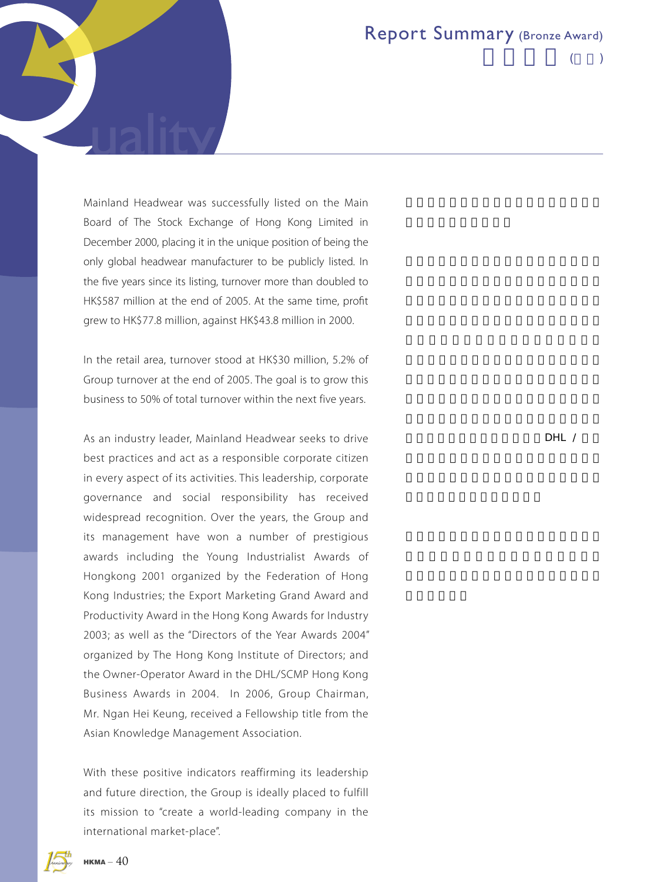# Report Summary (Bronze Award)

Mainland Headwear was successfully listed on the Main Board of The Stock Exchange of Hong Kong Limited in December 2000, placing it in the unique position of being the only global headwear manufacturer to be publicly listed. In the five years since its listing, turnover more than doubled to HK$587 million at the end of 2005. At the same time, profit grew to HK$77.8 million, against HK$43.8 million in 2000.

In the retail area, turnover stood at HK$30 million, 5.2% of Group turnover at the end of 2005. The goal is to grow this business to 50% of total turnover within the next five years.

As an industry leader, Mainland Headwear seeks to drive best practices and act as a responsible corporate citizen in every aspect of its activities. This leadership, corporate governance and social responsibility has received widespread recognition. Over the years, the Group and its management have won a number of prestigious awards including the Young Industrialist Awards of Hongkong 2001 organized by the Federation of Hong Kong Industries; the Export Marketing Grand Award and Productivity Award in the Hong Kong Awards for Industry 2003; as well as the "Directors of the Year Awards 2004" organized by The Hong Kong Institute of Directors; and the Owner-Operator Award in the DHL/SCMP Hong Kong Business Awards in 2004. In 2006, Group Chairman, Mr. Ngan Hei Keung, received a Fellowship title from the Asian Knowledge Management Association.

With these positive indicators reaffirming its leadership and future direction, the Group is ideally placed to fulfill its mission to "create a world-leading company in the international market-place".